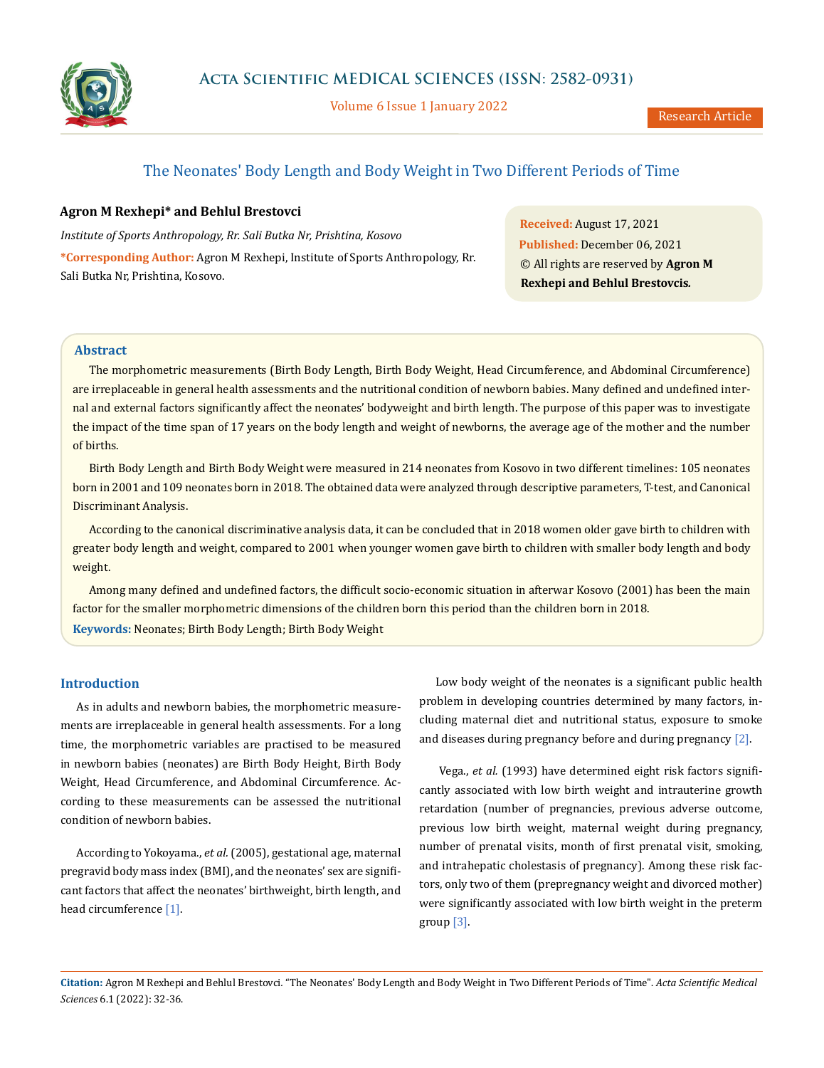# The Neonates' Body Length and Body Weight in Two Different Periods of Time

**Agron M Rexhepi\* and Behlul Brestovci**

*Institute of Sports Anthropology, Rr. Sali Butka Nr, Prishtina, Kosovo*

**\*Corresponding Author:** Agron M Rexhepi, Institute of Sports Anthropology, Rr. Sali Butka Nr, Prishtina, Kosovo.

**Received:** August 17, 2021
**Published:** December 06, 2021
© All rights are reserved by **Agron M Rexhepi and Behlul Brestovcis.**

## Abstract

The morphometric measurements (Birth Body Length, Birth Body Weight, Head Circumference, and Abdominal Circumference) are irreplaceable in general health assessments and the nutritional condition of newborn babies. Many defined and undefined internal and external factors significantly affect the neonates' bodyweight and birth length. The purpose of this paper was to investigate the impact of the time span of 17 years on the body length and weight of newborns, the average age of the mother and the number of births.

Birth Body Length and Birth Body Weight were measured in 214 neonates from Kosovo in two different timelines: 105 neonates born in 2001 and 109 neonates born in 2018. The obtained data were analyzed through descriptive parameters, T-test, and Canonical Discriminant Analysis.

According to the canonical discriminative analysis data, it can be concluded that in 2018 women older gave birth to children with greater body length and weight, compared to 2001 when younger women gave birth to children with smaller body length and body weight.

Among many defined and undefined factors, the difficult socio-economic situation in afterwar Kosovo (2001) has been the main factor for the smaller morphometric dimensions of the children born this period than the children born in 2018.

**Keywords:** Neonates; Birth Body Length; Birth Body Weight

## Introduction

As in adults and newborn babies, the morphometric measurements are irreplaceable in general health assessments. For a long time, the morphometric variables are practised to be measured in newborn babies (neonates) are Birth Body Height, Birth Body Weight, Head Circumference, and Abdominal Circumference. According to these measurements can be assessed the nutritional condition of newborn babies.

According to Yokoyama., *et al.* (2005), gestational age, maternal pregravid body mass index (BMI), and the neonates' sex are significant factors that affect the neonates' birthweight, birth length, and head circumference [1].

Low body weight of the neonates is a significant public health problem in developing countries determined by many factors, including maternal diet and nutritional status, exposure to smoke and diseases during pregnancy before and during pregnancy [2].

Vega., *et al.* (1993) have determined eight risk factors significantly associated with low birth weight and intrauterine growth retardation (number of pregnancies, previous adverse outcome, previous low birth weight, maternal weight during pregnancy, number of prenatal visits, month of first prenatal visit, smoking, and intrahepatic cholestasis of pregnancy). Among these risk factors, only two of them (prepregnancy weight and divorced mother) were significantly associated with low birth weight in the preterm group [3].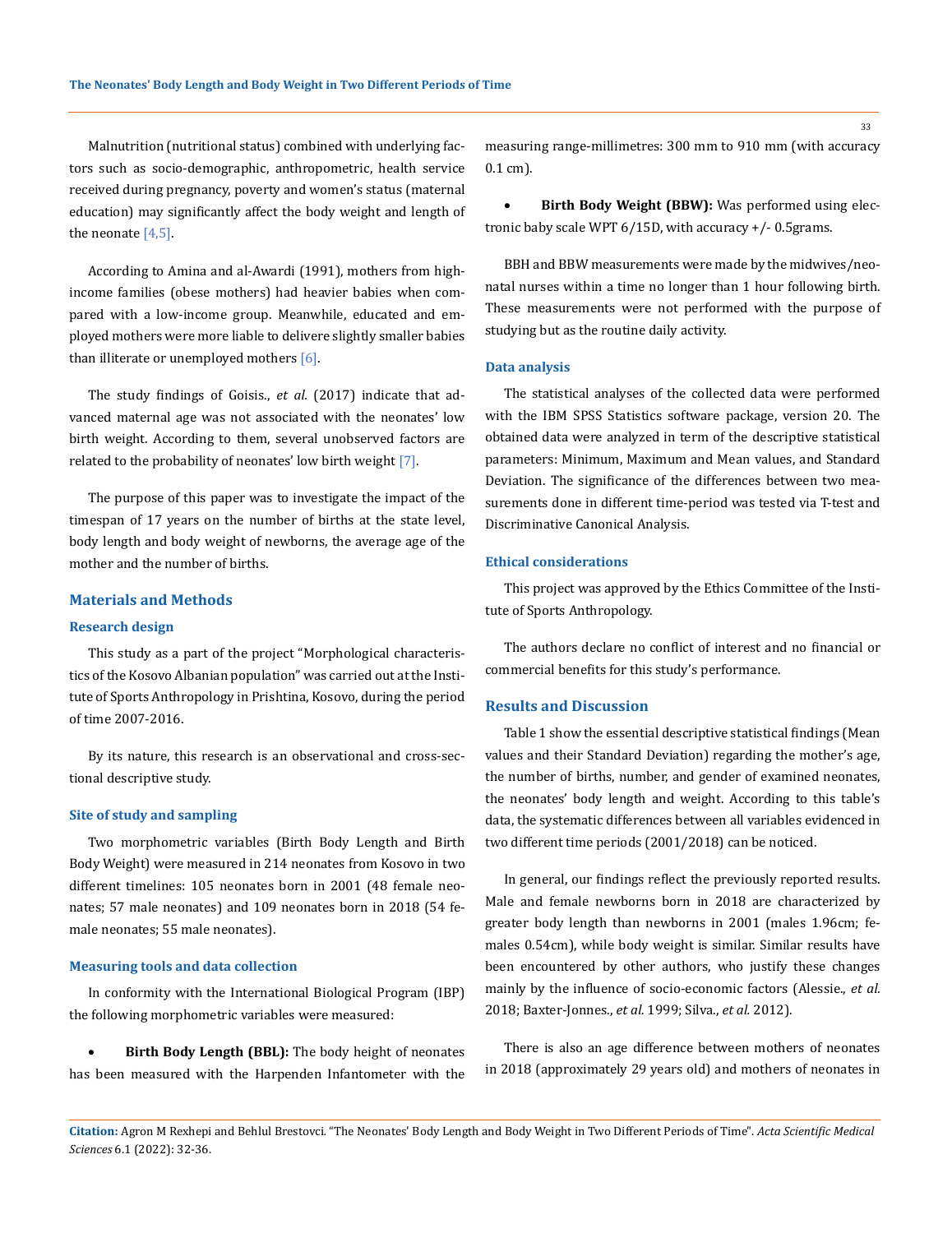Malnutrition (nutritional status) combined with underlying factors such as socio-demographic, anthropometric, health service received during pregnancy, poverty and women's status (maternal education) may significantly affect the body weight and length of the neonate [4,5].

According to Amina and al-Awardi (1991), mothers from high-income families (obese mothers) had heavier babies when compared with a low-income group. Meanwhile, educated and employed mothers were more liable to delivere slightly smaller babies than illiterate or unemployed mothers [6].

The study findings of Goisis., *et al*. (2017) indicate that advanced maternal age was not associated with the neonates' low birth weight. According to them, several unobserved factors are related to the probability of neonates' low birth weight [7].

The purpose of this paper was to investigate the impact of the timespan of 17 years on the number of births at the state level, body length and body weight of newborns, the average age of the mother and the number of births.

## Materials and Methods

### Research design

This study as a part of the project "Morphological characteristics of the Kosovo Albanian population" was carried out at the Institute of Sports Anthropology in Prishtina, Kosovo, during the period of time 2007-2016.

By its nature, this research is an observational and cross-sectional descriptive study.

### Site of study and sampling

Two morphometric variables (Birth Body Length and Birth Body Weight) were measured in 214 neonates from Kosovo in two different timelines: 105 neonates born in 2001 (48 female neonates; 57 male neonates) and 109 neonates born in 2018 (54 female neonates; 55 male neonates).

### Measuring tools and data collection

In conformity with the International Biological Program (IBP) the following morphometric variables were measured:

- **Birth Body Length (BBL):** The body height of neonates has been measured with the Harpenden Infantometer with the measuring range-millimetres: 300 mm to 910 mm (with accuracy 0.1 cm).
- **Birth Body Weight (BBW):** Was performed using electronic baby scale WPT 6/15D, with accuracy +/- 0.5grams.

BBH and BBW measurements were made by the midwives/neonatal nurses within a time no longer than 1 hour following birth. These measurements were not performed with the purpose of studying but as the routine daily activity.

### Data analysis

The statistical analyses of the collected data were performed with the IBM SPSS Statistics software package, version 20. The obtained data were analyzed in term of the descriptive statistical parameters: Minimum, Maximum and Mean values, and Standard Deviation. The significance of the differences between two measurements done in different time-period was tested via T-test and Discriminative Canonical Analysis.

### Ethical considerations

This project was approved by the Ethics Committee of the Institute of Sports Anthropology.

The authors declare no conflict of interest and no financial or commercial benefits for this study's performance.

## Results and Discussion

Table 1 show the essential descriptive statistical findings (Mean values and their Standard Deviation) regarding the mother's age, the number of births, number, and gender of examined neonates, the neonates' body length and weight. According to this table's data, the systematic differences between all variables evidenced in two different time periods (2001/2018) can be noticed.

In general, our findings reflect the previously reported results. Male and female newborns born in 2018 are characterized by greater body length than newborns in 2001 (males 1.96cm; females 0.54cm), while body weight is similar. Similar results have been encountered by other authors, who justify these changes mainly by the influence of socio-economic factors (Alessie., *et al.* 2018; Baxter-Jonnes., *et al.* 1999; Silva., *et al.* 2012).

There is also an age difference between mothers of neonates in 2018 (approximately 29 years old) and mothers of neonates in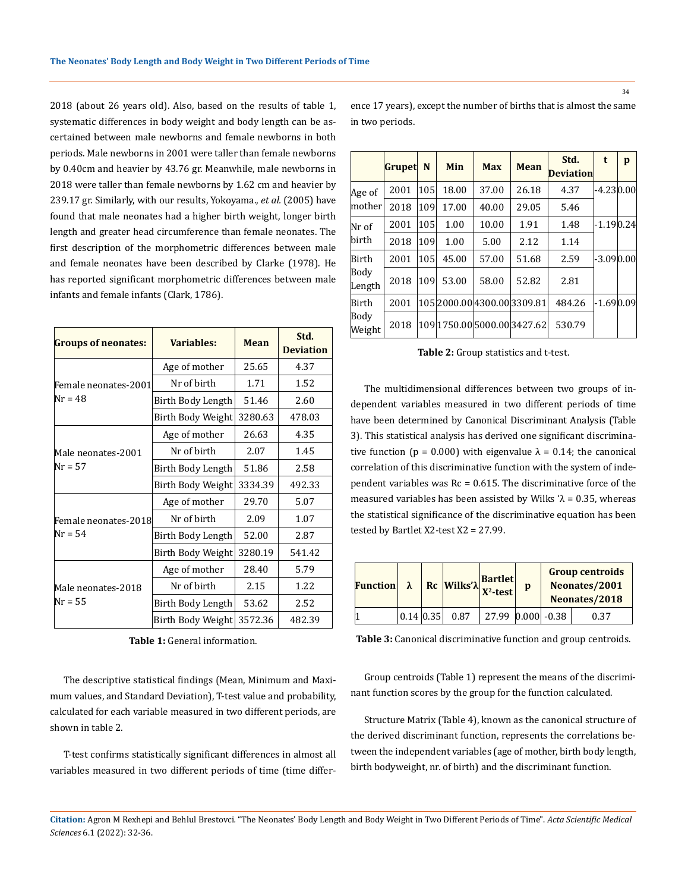2018 (about 26 years old). Also, based on the results of table 1, systematic differences in body weight and body length can be ascertained between male newborns and female newborns in both periods. Male newborns in 2001 were taller than female newborns by 0.40cm and heavier by 43.76 gr. Meanwhile, male newborns in 2018 were taller than female newborns by 1.62 cm and heavier by 239.17 gr. Similarly, with our results, Yokoyama., *et al.* (2005) have found that male neonates had a higher birth weight, longer birth length and greater head circumference than female neonates. The first description of the morphometric differences between male and female neonates have been described by Clarke (1978). He has reported significant morphometric differences between male infants and female infants (Clark, 1786).

| Groups of neonates: | Variables: | Mean | Std. Deviation |
|---|---|---|---|
| Female neonates-2001 Nr = 48 | Age of mother | 25.65 | 4.37 |
| | Nr of birth | 1.71 | 1.52 |
| | Birth Body Length | 51.46 | 2.60 |
| | Birth Body Weight | 3280.63 | 478.03 |
| Male neonates-2001 Nr = 57 | Age of mother | 26.63 | 4.35 |
| | Nr of birth | 2.07 | 1.45 |
| | Birth Body Length | 51.86 | 2.58 |
| | Birth Body Weight | 3334.39 | 492.33 |
| Female neonates-2018 Nr = 54 | Age of mother | 29.70 | 5.07 |
| | Nr of birth | 2.09 | 1.07 |
| | Birth Body Length | 52.00 | 2.87 |
| | Birth Body Weight | 3280.19 | 541.42 |
| Male neonates-2018 Nr = 55 | Age of mother | 28.40 | 5.79 |
| | Nr of birth | 2.15 | 1.22 |
| | Birth Body Length | 53.62 | 2.52 |
| | Birth Body Weight | 3572.36 | 482.39 |

**Table 1:** General information.

The descriptive statistical findings (Mean, Minimum and Maximum values, and Standard Deviation), T-test value and probability, calculated for each variable measured in two different periods, are shown in table 2.

T-test confirms statistically significant differences in almost all variables measured in two different periods of time (time difference 17 years), except the number of births that is almost the same in two periods.

| | Grupet | N | Min | Max | Mean | Std. Deviation | t | p |
|---|---|---|---|---|---|---|---|---|
| Age of mother | 2001 | 105 | 18.00 | 37.00 | 26.18 | 4.37 | -4.23 | 0.00 |
| | 2018 | 109 | 17.00 | 40.00 | 29.05 | 5.46 | | |
| Nr of birth | 2001 | 105 | 1.00 | 10.00 | 1.91 | 1.48 | -1.19 | 0.24 |
| | 2018 | 109 | 1.00 | 5.00 | 2.12 | 1.14 | | |
| Birth Body Length | 2001 | 105 | 45.00 | 57.00 | 51.68 | 2.59 | -3.09 | 0.00 |
| | 2018 | 109 | 53.00 | 58.00 | 52.82 | 2.81 | | |
| Birth Body Weight | 2001 | 105 | 2000.00 | 4300.00 | 3309.81 | 484.26 | -1.69 | 0.09 |
| | 2018 | 109 | 1750.00 | 5000.00 | 3427.62 | 530.79 | | |

**Table 2:** Group statistics and t-test.

The multidimensional differences between two groups of independent variables measured in two different periods of time have been determined by Canonical Discriminant Analysis (Table 3). This statistical analysis has derived one significant discriminative function (p = 0.000) with eigenvalue λ = 0.14; the canonical correlation of this discriminative function with the system of independent variables was Rc = 0.615. The discriminative force of the measured variables has been assisted by Wilks 'λ = 0.35, whereas the statistical significance of the discriminative equation has been tested by Bartlet X2-test X2 = 27.99.

| Function | λ | Rc | Wilks'λ | Bartlet $X^2$-test | p | Group centroids Neonates/2001 | Neonates/2018 |
|---|---|---|---|---|---|---|---|
| 1 | 0.14 | 0.35 | 0.87 | 27.99 | 0.000 | -0.38 | 0.37 |

**Table 3:** Canonical discriminative function and group centroids.

Group centroids (Table 1) represent the means of the discriminant function scores by the group for the function calculated.

Structure Matrix (Table 4), known as the canonical structure of the derived discriminant function, represents the correlations between the independent variables (age of mother, birth body length, birth bodyweight, nr. of birth) and the discriminant function.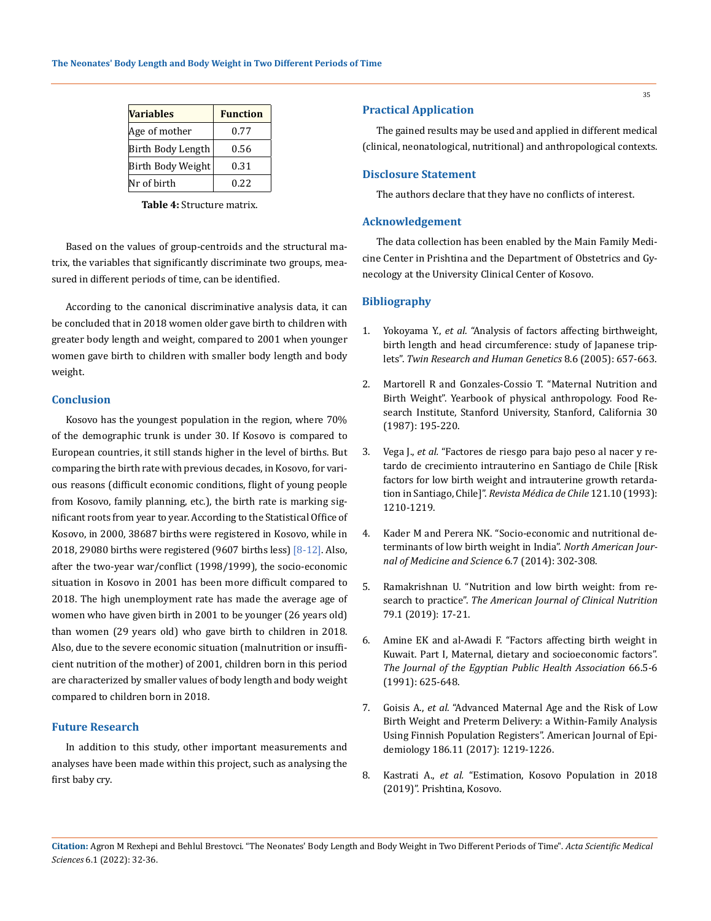| Variables | Function |
|---|---|
| Age of mother | 0.77 |
| Birth Body Length | 0.56 |
| Birth Body Weight | 0.31 |
| Nr of birth | 0.22 |

**Table 4:** Structure matrix.

Based on the values of group-centroids and the structural matrix, the variables that significantly discriminate two groups, measured in different periods of time, can be identified.

According to the canonical discriminative analysis data, it can be concluded that in 2018 women older gave birth to children with greater body length and weight, compared to 2001 when younger women gave birth to children with smaller body length and body weight.

## Conclusion

Kosovo has the youngest population in the region, where 70% of the demographic trunk is under 30. If Kosovo is compared to European countries, it still stands higher in the level of births. But comparing the birth rate with previous decades, in Kosovo, for various reasons (difficult economic conditions, flight of young people from Kosovo, family planning, etc.), the birth rate is marking significant roots from year to year. According to the Statistical Office of Kosovo, in 2000, 38687 births were registered in Kosovo, while in 2018, 29080 births were registered (9607 births less) [8-12]. Also, after the two-year war/conflict (1998/1999), the socio-economic situation in Kosovo in 2001 has been more difficult compared to 2018. The high unemployment rate has made the average age of women who have given birth in 2001 to be younger (26 years old) than women (29 years old) who gave birth to children in 2018. Also, due to the severe economic situation (malnutrition or insufficient nutrition of the mother) of 2001, children born in this period are characterized by smaller values of body length and body weight compared to children born in 2018.

## Future Research

In addition to this study, other important measurements and analyses have been made within this project, such as analysing the first baby cry.

## Practical Application

The gained results may be used and applied in different medical (clinical, neonatological, nutritional) and anthropological contexts.

## Disclosure Statement

The authors declare that they have no conflicts of interest.

## Acknowledgement

The data collection has been enabled by the Main Family Medicine Center in Prishtina and the Department of Obstetrics and Gynecology at the University Clinical Center of Kosovo.

## Bibliography

1. Yokoyama Y., *et al.* "Analysis of factors affecting birthweight, birth length and head circumference: study of Japanese triplets". *Twin Research and Human Genetics* 8.6 (2005): 657-663.
2. Martorell R and Gonzales-Cossio T. "Maternal Nutrition and Birth Weight". Yearbook of physical anthropology. Food Research Institute, Stanford University, Stanford, California 30 (1987): 195-220.
3. Vega J., *et al.* "Factores de riesgo para bajo peso al nacer y retardo de crecimiento intrauterino en Santiago de Chile [Risk factors for low birth weight and intrauterine growth retardation in Santiago, Chile]". *Revista Médica de Chile* 121.10 (1993): 1210-1219.
4. Kader M and Perera NK. "Socio-economic and nutritional determinants of low birth weight in India". *North American Journal of Medicine and Science* 6.7 (2014): 302-308.
5. Ramakrishnan U. "Nutrition and low birth weight: from research to practice". *The American Journal of Clinical Nutrition* 79.1 (2019): 17-21.
6. Amine EK and al-Awadi F. "Factors affecting birth weight in Kuwait. Part I, Maternal, dietary and socioeconomic factors". *The Journal of the Egyptian Public Health Association* 66.5-6 (1991): 625-648.
7. Goisis A., *et al.* "Advanced Maternal Age and the Risk of Low Birth Weight and Preterm Delivery: a Within-Family Analysis Using Finnish Population Registers". American Journal of Epidemiology 186.11 (2017): 1219-1226.
8. Kastrati A., *et al.* "Estimation, Kosovo Population in 2018 (2019)". Prishtina, Kosovo.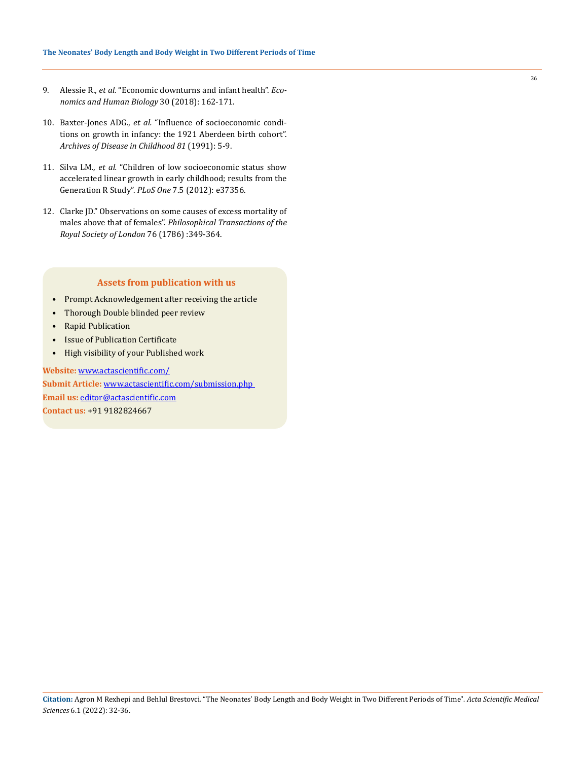9. Alessie R., *et al.* "Economic downturns and infant health". *Economics and Human Biology* 30 (2018): 162-171.

10. Baxter-Jones ADG., *et al.* "Influence of socioeconomic conditions on growth in infancy: the 1921 Aberdeen birth cohort". *Archives of Disease in Childhood 81* (1991): 5-9.

11. Silva LM., *et al.* "Children of low socioeconomic status show accelerated linear growth in early childhood; results from the Generation R Study". *PLoS One* 7.5 (2012): e37356.

12. Clarke JD." Observations on some causes of excess mortality of males above that of females". *Philosophical Transactions of the Royal Society of London* 76 (1786) :349-364.

**Assets from publication with us**

- Prompt Acknowledgement after receiving the article
- Thorough Double blinded peer review
- Rapid Publication
- Issue of Publication Certificate
- High visibility of your Published work

**Website:** www.actascientific.com/
**Submit Article:** www.actascientific.com/submission.php
**Email us:** editor@actascientific.com
**Contact us:** +91 9182824667